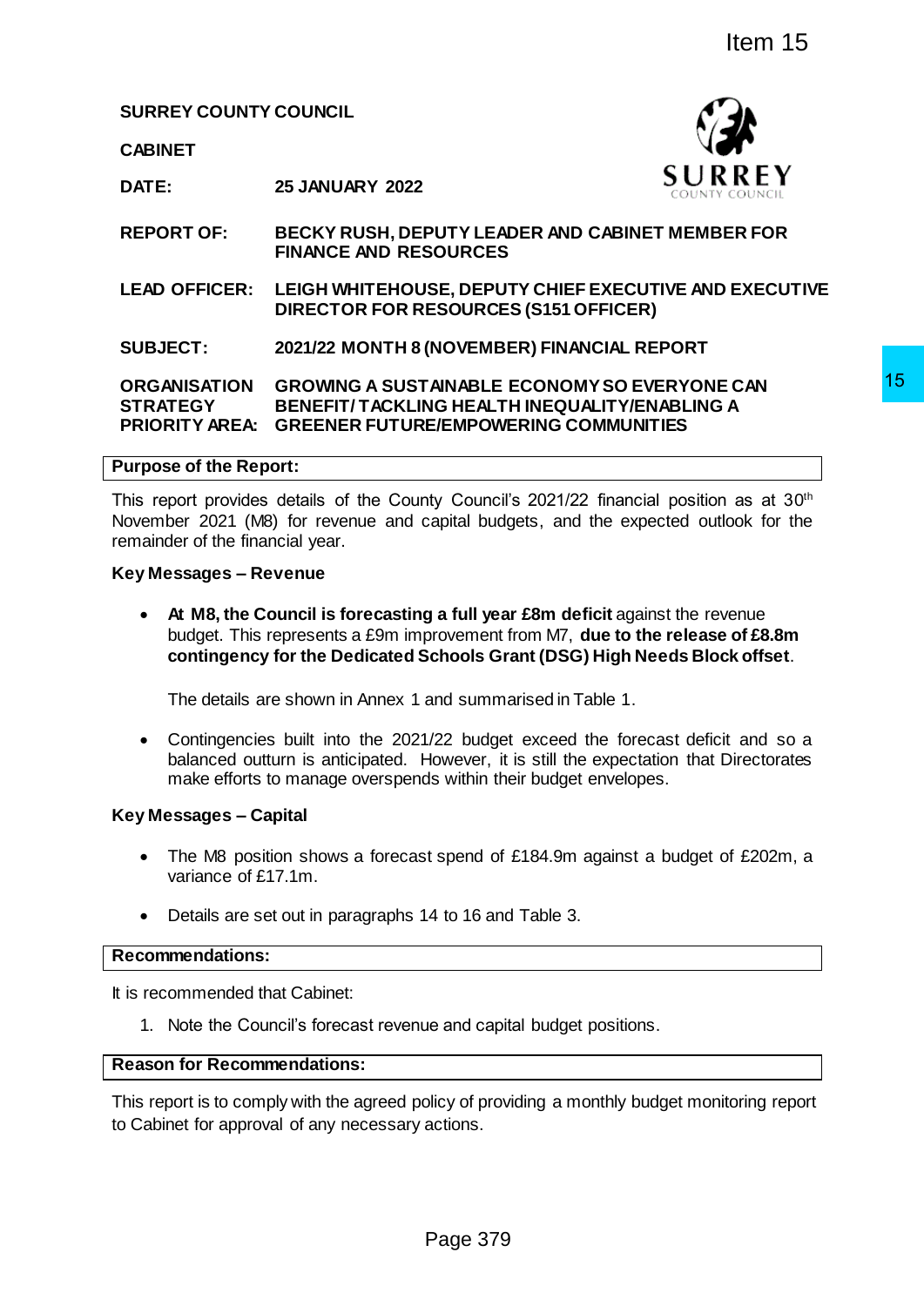Item 15

**SURREY COUNTY COUNCIL**

**CABINET**

| | |
|---|---|
| **DATE:** | **25 JANUARY 2022** |
| **REPORT OF:** | **BECKY RUSH, DEPUTY LEADER AND CABINET MEMBER FOR FINANCE AND RESOURCES** |
| **LEAD OFFICER:** | **LEIGH WHITEHOUSE, DEPUTY CHIEF EXECUTIVE AND EXECUTIVE DIRECTOR FOR RESOURCES (S151 OFFICER)** |
| **SUBJECT:** | **2021/22 MONTH 8 (NOVEMBER) FINANCIAL REPORT** |
| **ORGANISATION STRATEGY PRIORITY AREA:** | **GROWING A SUSTAINABLE ECONOMY SO EVERYONE CAN BENEFIT/TACKLING HEALTH INEQUALITY/ENABLING A GREENER FUTURE/EMPOWERING COMMUNITIES** |

**Purpose of the Report:**

This report provides details of the County Council's 2021/22 financial position as at 30th November 2021 (M8) for revenue and capital budgets, and the expected outlook for the remainder of the financial year.

**Key Messages – Revenue**

- **At M8, the Council is forecasting a full year £8m deficit** against the revenue budget. This represents a £9m improvement from M7, **due to the release of £8.8m contingency for the Dedicated Schools Grant (DSG) High Needs Block offset**.

  The details are shown in Annex 1 and summarised in Table 1.

- Contingencies built into the 2021/22 budget exceed the forecast deficit and so a balanced outturn is anticipated. However, it is still the expectation that Directorates make efforts to manage overspends within their budget envelopes.

**Key Messages – Capital**

- The M8 position shows a forecast spend of £184.9m against a budget of £202m, a variance of £17.1m.

- Details are set out in paragraphs 14 to 16 and Table 3.

**Recommendations:**

It is recommended that Cabinet:

1. Note the Council's forecast revenue and capital budget positions.

**Reason for Recommendations:**

This report is to comply with the agreed policy of providing a monthly budget monitoring report to Cabinet for approval of any necessary actions.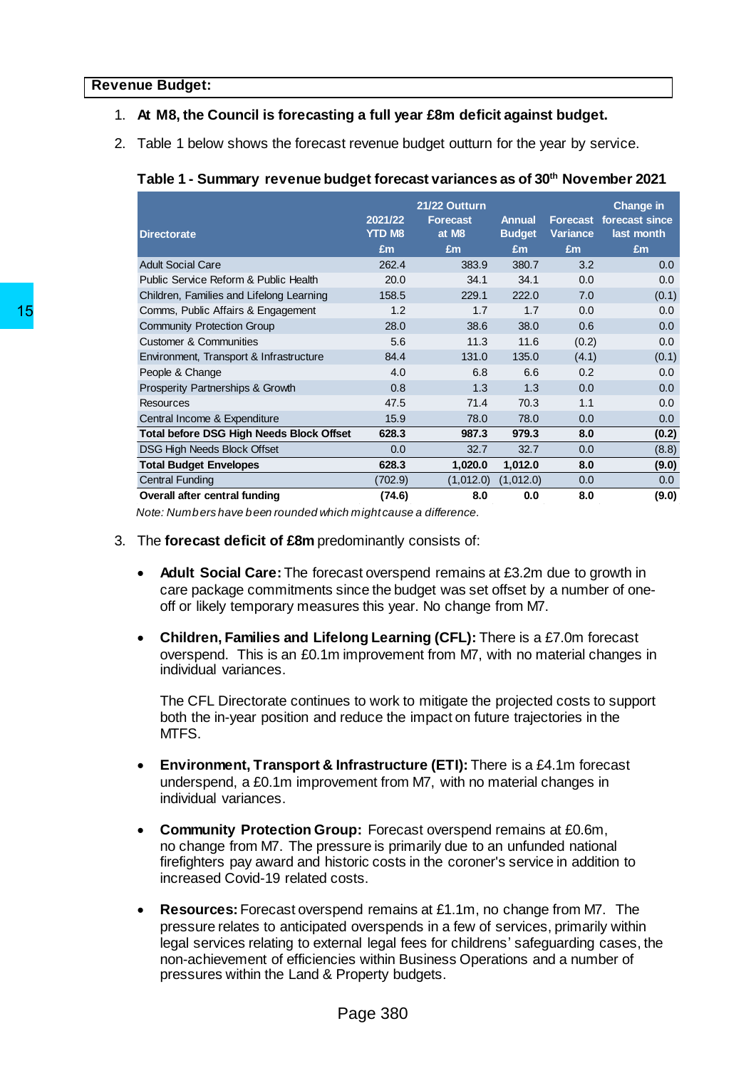**Revenue Budget:**

1. **At M8, the Council is forecasting a full year £8m deficit against budget.**
2. Table 1 below shows the forecast revenue budget outturn for the year by service.

**Table 1 - Summary revenue budget forecast variances as of 30th November 2021**

| Directorate | 2021/22 YTD M8 £m | 21/22 Outturn Forecast at M8 £m | Annual Budget £m | Forecast Variance £m | Change in forecast since last month £m |
|---|---|---|---|---|---|
| Adult Social Care | 262.4 | 383.9 | 380.7 | 3.2 | 0.0 |
| Public Service Reform & Public Health | 20.0 | 34.1 | 34.1 | 0.0 | 0.0 |
| Children, Families and Lifelong Learning | 158.5 | 229.1 | 222.0 | 7.0 | (0.1) |
| Comms, Public Affairs & Engagement | 1.2 | 1.7 | 1.7 | 0.0 | 0.0 |
| Community Protection Group | 28.0 | 38.6 | 38.0 | 0.6 | 0.0 |
| Customer & Communities | 5.6 | 11.3 | 11.6 | (0.2) | 0.0 |
| Environment, Transport & Infrastructure | 84.4 | 131.0 | 135.0 | (4.1) | (0.1) |
| People & Change | 4.0 | 6.8 | 6.6 | 0.2 | 0.0 |
| Prosperity Partnerships & Growth | 0.8 | 1.3 | 1.3 | 0.0 | 0.0 |
| Resources | 47.5 | 71.4 | 70.3 | 1.1 | 0.0 |
| Central Income & Expenditure | 15.9 | 78.0 | 78.0 | 0.0 | 0.0 |
| **Total before DSG High Needs Block Offset** | **628.3** | **987.3** | **979.3** | **8.0** | **(0.2)** |
| DSG High Needs Block Offset | 0.0 | 32.7 | 32.7 | 0.0 | (8.8) |
| **Total Budget Envelopes** | **628.3** | **1,020.0** | **1,012.0** | **8.0** | **(9.0)** |
| Central Funding | (702.9) | (1,012.0) | (1,012.0) | 0.0 | 0.0 |
| **Overall after central funding** | **(74.6)** | **8.0** | **0.0** | **8.0** | **(9.0)** |

*Note: Numbers have been rounded which might cause a difference.*

3. The **forecast deficit of £8m** predominantly consists of:

- **Adult Social Care:** The forecast overspend remains at £3.2m due to growth in care package commitments since the budget was set offset by a number of one-off or likely temporary measures this year. No change from M7.

- **Children, Families and Lifelong Learning (CFL):** There is a £7.0m forecast overspend. This is an £0.1m improvement from M7, with no material changes in individual variances.

  The CFL Directorate continues to work to mitigate the projected costs to support both the in-year position and reduce the impact on future trajectories in the MTFS.

- **Environment, Transport & Infrastructure (ETI):** There is a £4.1m forecast underspend, a £0.1m improvement from M7, with no material changes in individual variances.

- **Community Protection Group:** Forecast overspend remains at £0.6m, no change from M7. The pressure is primarily due to an unfunded national firefighters pay award and historic costs in the coroner's service in addition to increased Covid-19 related costs.

- **Resources:** Forecast overspend remains at £1.1m, no change from M7. The pressure relates to anticipated overspends in a few of services, primarily within legal services relating to external legal fees for childrens' safeguarding cases, the non-achievement of efficiencies within Business Operations and a number of pressures within the Land & Property budgets.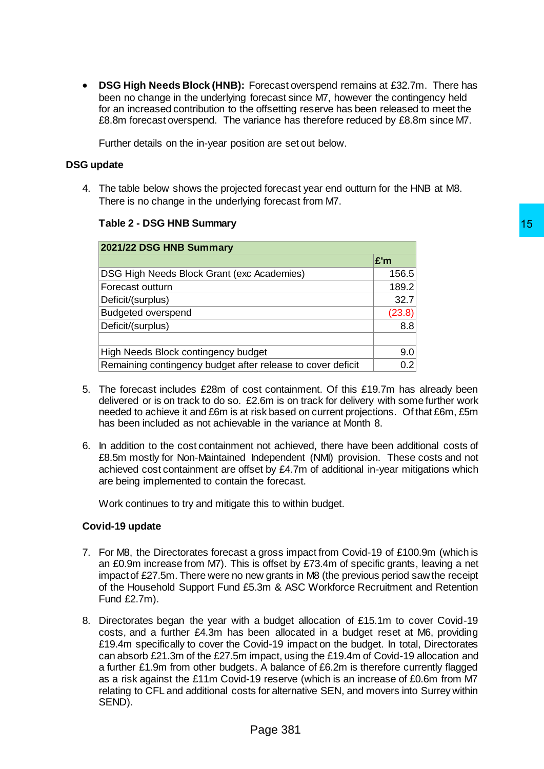- **DSG High Needs Block (HNB):** Forecast overspend remains at £32.7m. There has been no change in the underlying forecast since M7, however the contingency held for an increased contribution to the offsetting reserve has been released to meet the £8.8m forecast overspend. The variance has therefore reduced by £8.8m since M7.

  Further details on the in-year position are set out below.

**DSG update**

4. The table below shows the projected forecast year end outturn for the HNB at M8. There is no change in the underlying forecast from M7.

**Table 2 - DSG HNB Summary**

| 2021/22 DSG HNB Summary | |
|---|---|
| | £'m |
| DSG High Needs Block Grant (exc Academies) | 156.5 |
| Forecast outturn | 189.2 |
| Deficit/(surplus) | 32.7 |
| Budgeted overspend | (23.8) |
| Deficit/(surplus) | 8.8 |
| | |
| High Needs Block contingency budget | 9.0 |
| Remaining contingency budget after release to cover deficit | 0.2 |

5. The forecast includes £28m of cost containment. Of this £19.7m has already been delivered or is on track to do so. £2.6m is on track for delivery with some further work needed to achieve it and £6m is at risk based on current projections. Of that £6m, £5m has been included as not achievable in the variance at Month 8.

6. In addition to the cost containment not achieved, there have been additional costs of £8.5m mostly for Non-Maintained Independent (NMI) provision. These costs and not achieved cost containment are offset by £4.7m of additional in-year mitigations which are being implemented to contain the forecast.

   Work continues to try and mitigate this to within budget.

**Covid-19 update**

7. For M8, the Directorates forecast a gross impact from Covid-19 of £100.9m (which is an £0.9m increase from M7). This is offset by £73.4m of specific grants, leaving a net impact of £27.5m. There were no new grants in M8 (the previous period saw the receipt of the Household Support Fund £5.3m & ASC Workforce Recruitment and Retention Fund £2.7m).

8. Directorates began the year with a budget allocation of £15.1m to cover Covid-19 costs, and a further £4.3m has been allocated in a budget reset at M6, providing £19.4m specifically to cover the Covid-19 impact on the budget. In total, Directorates can absorb £21.3m of the £27.5m impact, using the £19.4m of Covid-19 allocation and a further £1.9m from other budgets. A balance of £6.2m is therefore currently flagged as a risk against the £11m Covid-19 reserve (which is an increase of £0.6m from M7 relating to CFL and additional costs for alternative SEN, and movers into Surrey within SEND).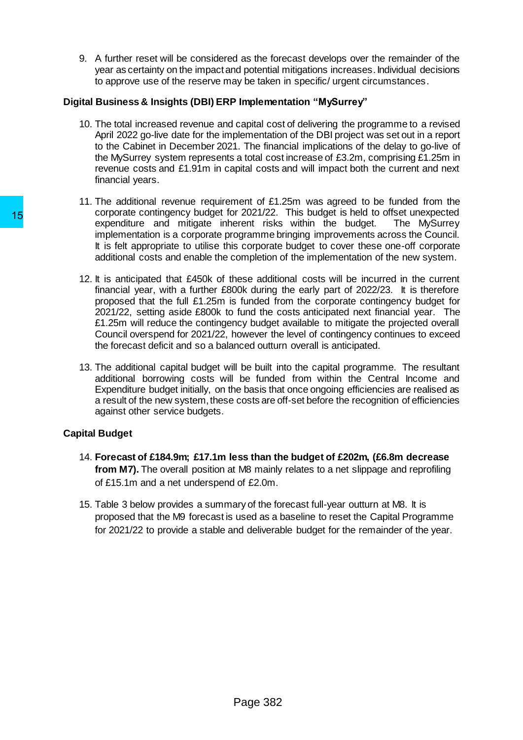9. A further reset will be considered as the forecast develops over the remainder of the year as certainty on the impact and potential mitigations increases. Individual decisions to approve use of the reserve may be taken in specific/ urgent circumstances.

**Digital Business & Insights (DBI) ERP Implementation "MySurrey"**

10. The total increased revenue and capital cost of delivering the programme to a revised April 2022 go-live date for the implementation of the DBI project was set out in a report to the Cabinet in December 2021. The financial implications of the delay to go-live of the MySurrey system represents a total cost increase of £3.2m, comprising £1.25m in revenue costs and £1.91m in capital costs and will impact both the current and next financial years.

11. The additional revenue requirement of £1.25m was agreed to be funded from the corporate contingency budget for 2021/22. This budget is held to offset unexpected expenditure and mitigate inherent risks within the budget. The MySurrey implementation is a corporate programme bringing improvements across the Council. It is felt appropriate to utilise this corporate budget to cover these one-off corporate additional costs and enable the completion of the implementation of the new system.

12. It is anticipated that £450k of these additional costs will be incurred in the current financial year, with a further £800k during the early part of 2022/23. It is therefore proposed that the full £1.25m is funded from the corporate contingency budget for 2021/22, setting aside £800k to fund the costs anticipated next financial year. The £1.25m will reduce the contingency budget available to mitigate the projected overall Council overspend for 2021/22, however the level of contingency continues to exceed the forecast deficit and so a balanced outturn overall is anticipated.

13. The additional capital budget will be built into the capital programme. The resultant additional borrowing costs will be funded from within the Central Income and Expenditure budget initially, on the basis that once ongoing efficiencies are realised as a result of the new system, these costs are off-set before the recognition of efficiencies against other service budgets.

**Capital Budget**

14. **Forecast of £184.9m; £17.1m less than the budget of £202m, (£6.8m decrease from M7).** The overall position at M8 mainly relates to a net slippage and reprofiling of £15.1m and a net underspend of £2.0m.

15. Table 3 below provides a summary of the forecast full-year outturn at M8. It is proposed that the M9 forecast is used as a baseline to reset the Capital Programme for 2021/22 to provide a stable and deliverable budget for the remainder of the year.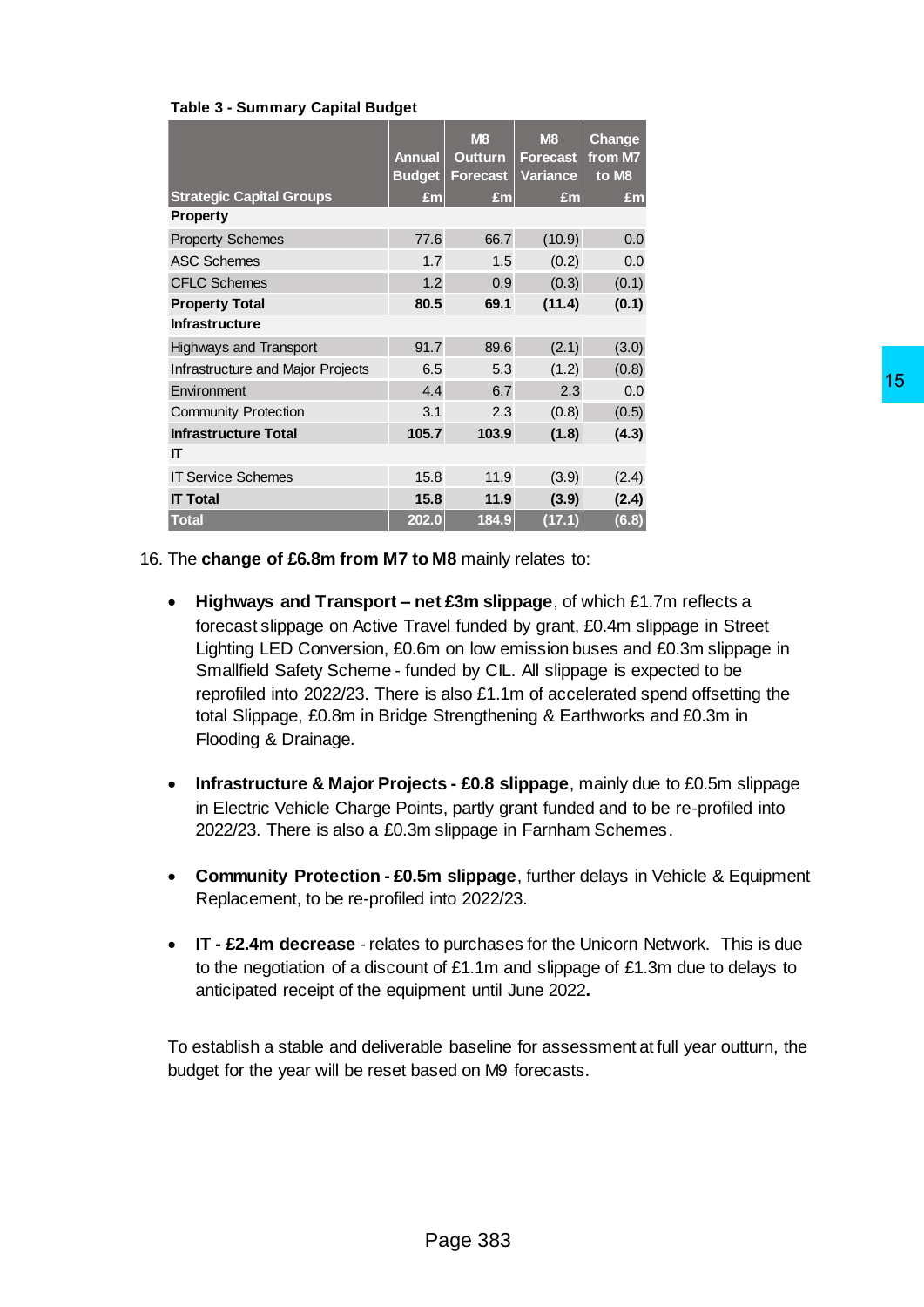**Table 3 - Summary Capital Budget**

| Strategic Capital Groups | Annual Budget £m | M8 Outturn Forecast £m | M8 Forecast Variance £m | Change from M7 to M8 £m |
|---|---|---|---|---|
| **Property** | | | | |
| Property Schemes | 77.6 | 66.7 | (10.9) | 0.0 |
| ASC Schemes | 1.7 | 1.5 | (0.2) | 0.0 |
| CFLC Schemes | 1.2 | 0.9 | (0.3) | (0.1) |
| **Property Total** | **80.5** | **69.1** | **(11.4)** | **(0.1)** |
| **Infrastructure** | | | | |
| Highways and Transport | 91.7 | 89.6 | (2.1) | (3.0) |
| Infrastructure and Major Projects | 6.5 | 5.3 | (1.2) | (0.8) |
| Environment | 4.4 | 6.7 | 2.3 | 0.0 |
| Community Protection | 3.1 | 2.3 | (0.8) | (0.5) |
| **Infrastructure Total** | **105.7** | **103.9** | **(1.8)** | **(4.3)** |
| **IT** | | | | |
| IT Service Schemes | 15.8 | 11.9 | (3.9) | (2.4) |
| **IT Total** | **15.8** | **11.9** | **(3.9)** | **(2.4)** |
| **Total** | **202.0** | **184.9** | **(17.1)** | **(6.8)** |

16. The **change of £6.8m from M7 to M8** mainly relates to:

- **Highways and Transport – net £3m slippage**, of which £1.7m reflects a forecast slippage on Active Travel funded by grant, £0.4m slippage in Street Lighting LED Conversion, £0.6m on low emission buses and £0.3m slippage in Smallfield Safety Scheme - funded by CIL. All slippage is expected to be reprofiled into 2022/23. There is also £1.1m of accelerated spend offsetting the total Slippage, £0.8m in Bridge Strengthening & Earthworks and £0.3m in Flooding & Drainage.

- **Infrastructure & Major Projects - £0.8 slippage**, mainly due to £0.5m slippage in Electric Vehicle Charge Points, partly grant funded and to be re-profiled into 2022/23. There is also a £0.3m slippage in Farnham Schemes.

- **Community Protection - £0.5m slippage**, further delays in Vehicle & Equipment Replacement, to be re-profiled into 2022/23.

- **IT - £2.4m decrease** - relates to purchases for the Unicorn Network. This is due to the negotiation of a discount of £1.1m and slippage of £1.3m due to delays to anticipated receipt of the equipment until June 2022**.**

To establish a stable and deliverable baseline for assessment at full year outturn, the budget for the year will be reset based on M9 forecasts.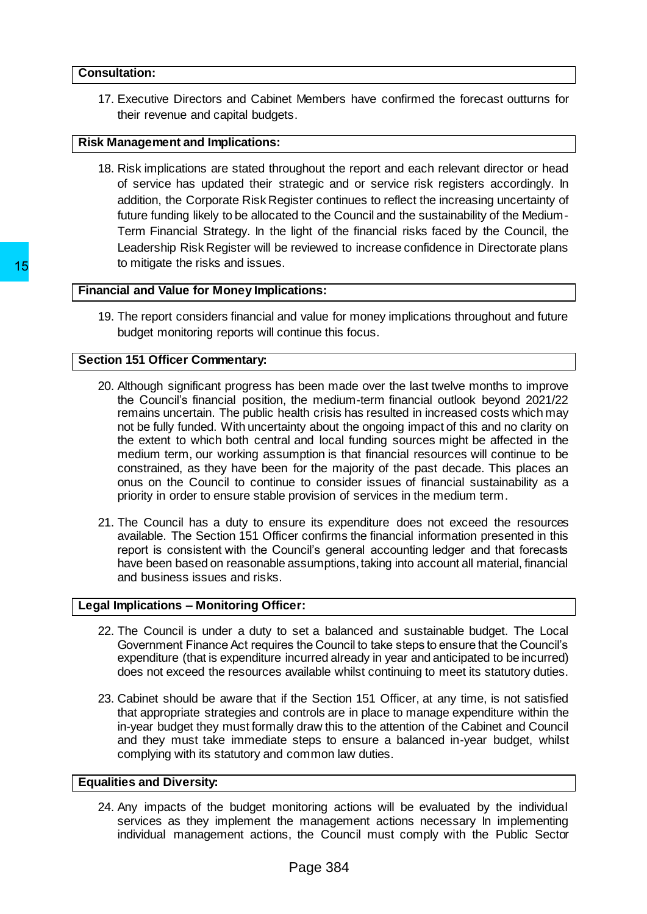## Consultation:

17. Executive Directors and Cabinet Members have confirmed the forecast outturns for their revenue and capital budgets.

## Risk Management and Implications:

18. Risk implications are stated throughout the report and each relevant director or head of service has updated their strategic and or service risk registers accordingly. In addition, the Corporate Risk Register continues to reflect the increasing uncertainty of future funding likely to be allocated to the Council and the sustainability of the Medium-Term Financial Strategy. In the light of the financial risks faced by the Council, the Leadership Risk Register will be reviewed to increase confidence in Directorate plans to mitigate the risks and issues.

## Financial and Value for Money Implications:

19. The report considers financial and value for money implications throughout and future budget monitoring reports will continue this focus.

## Section 151 Officer Commentary:

20. Although significant progress has been made over the last twelve months to improve the Council's financial position, the medium-term financial outlook beyond 2021/22 remains uncertain. The public health crisis has resulted in increased costs which may not be fully funded. With uncertainty about the ongoing impact of this and no clarity on the extent to which both central and local funding sources might be affected in the medium term, our working assumption is that financial resources will continue to be constrained, as they have been for the majority of the past decade. This places an onus on the Council to continue to consider issues of financial sustainability as a priority in order to ensure stable provision of services in the medium term.

21. The Council has a duty to ensure its expenditure does not exceed the resources available. The Section 151 Officer confirms the financial information presented in this report is consistent with the Council's general accounting ledger and that forecasts have been based on reasonable assumptions, taking into account all material, financial and business issues and risks.

## Legal Implications – Monitoring Officer:

22. The Council is under a duty to set a balanced and sustainable budget. The Local Government Finance Act requires the Council to take steps to ensure that the Council's expenditure (that is expenditure incurred already in year and anticipated to be incurred) does not exceed the resources available whilst continuing to meet its statutory duties.

23. Cabinet should be aware that if the Section 151 Officer, at any time, is not satisfied that appropriate strategies and controls are in place to manage expenditure within the in-year budget they must formally draw this to the attention of the Cabinet and Council and they must take immediate steps to ensure a balanced in-year budget, whilst complying with its statutory and common law duties.

## Equalities and Diversity:

24. Any impacts of the budget monitoring actions will be evaluated by the individual services as they implement the management actions necessary In implementing individual management actions, the Council must comply with the Public Sector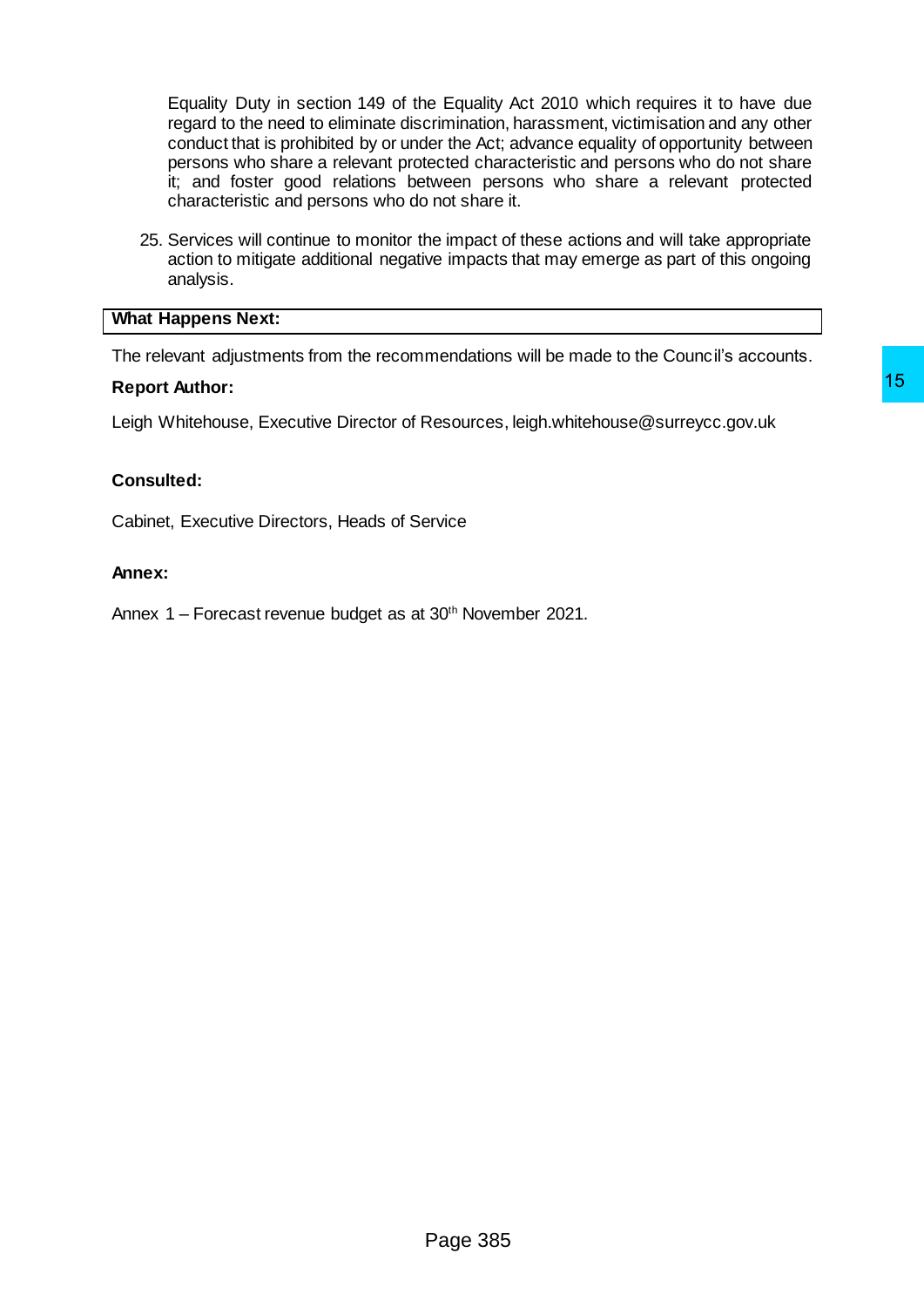Equality Duty in section 149 of the Equality Act 2010 which requires it to have due regard to the need to eliminate discrimination, harassment, victimisation and any other conduct that is prohibited by or under the Act; advance equality of opportunity between persons who share a relevant protected characteristic and persons who do not share it; and foster good relations between persons who share a relevant protected characteristic and persons who do not share it.

25. Services will continue to monitor the impact of these actions and will take appropriate action to mitigate additional negative impacts that may emerge as part of this ongoing analysis.

**What Happens Next:**

The relevant adjustments from the recommendations will be made to the Council's accounts.

**Report Author:**

Leigh Whitehouse, Executive Director of Resources, leigh.whitehouse@surreycc.gov.uk

**Consulted:**

Cabinet, Executive Directors, Heads of Service

**Annex:**

Annex 1 – Forecast revenue budget as at 30th November 2021.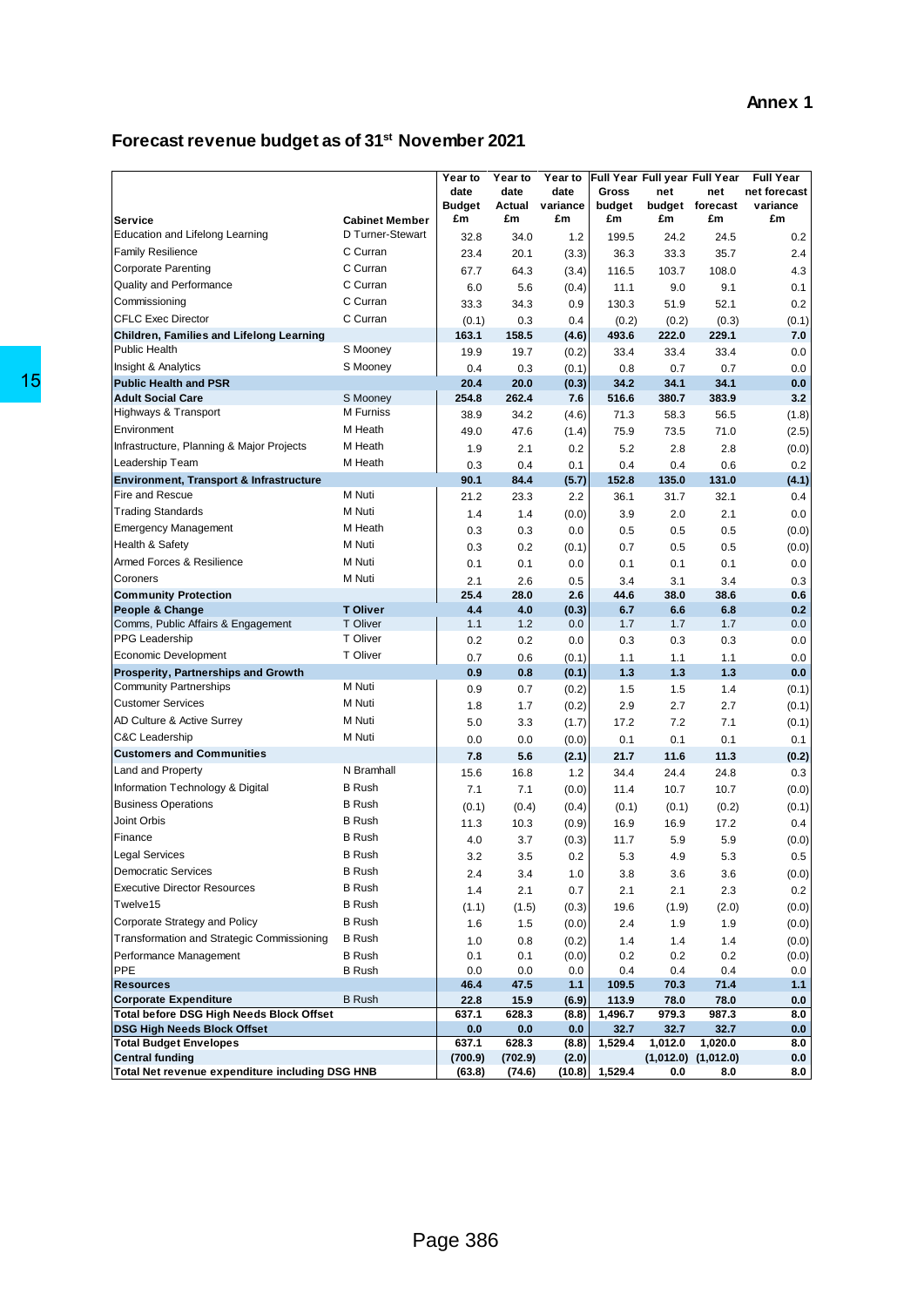**Annex 1**

## Forecast revenue budget as of 31st November 2021

| Service | Cabinet Member | Year to date Budget £m | Year to date Actual £m | Year to date variance £m | Full Year Gross budget £m | Full year net budget £m | Full Year net forecast £m | Full Year net forecast variance £m |
|---|---|---|---|---|---|---|---|---|
| Education and Lifelong Learning | D Turner-Stewart | 32.8 | 34.0 | 1.2 | 199.5 | 24.2 | 24.5 | 0.2 |
| Family Resilience | C Curran | 23.4 | 20.1 | (3.3) | 36.3 | 33.3 | 35.7 | 2.4 |
| Corporate Parenting | C Curran | 67.7 | 64.3 | (3.4) | 116.5 | 103.7 | 108.0 | 4.3 |
| Quality and Performance | C Curran | 6.0 | 5.6 | (0.4) | 11.1 | 9.0 | 9.1 | 0.1 |
| Commissioning | C Curran | 33.3 | 34.3 | 0.9 | 130.3 | 51.9 | 52.1 | 0.2 |
| CFLC Exec Director | C Curran | (0.1) | 0.3 | 0.4 | (0.2) | (0.2) | (0.3) | (0.1) |
| **Children, Families and Lifelong Learning** | | **163.1** | **158.5** | **(4.6)** | **493.6** | **222.0** | **229.1** | **7.0** |
| Public Health | S Mooney | 19.9 | 19.7 | (0.2) | 33.4 | 33.4 | 33.4 | 0.0 |
| Insight & Analytics | S Mooney | 0.4 | 0.3 | (0.1) | 0.8 | 0.7 | 0.7 | 0.0 |
| **Public Health and PSR** | | **20.4** | **20.0** | **(0.3)** | **34.2** | **34.1** | **34.1** | **0.0** |
| **Adult Social Care** | S Mooney | **254.8** | **262.4** | **7.6** | **516.6** | **380.7** | **383.9** | **3.2** |
| Highways & Transport | M Furniss | 38.9 | 34.2 | (4.6) | 71.3 | 58.3 | 56.5 | (1.8) |
| Environment | M Heath | 49.0 | 47.6 | (1.4) | 75.9 | 73.5 | 71.0 | (2.5) |
| Infrastructure, Planning & Major Projects | M Heath | 1.9 | 2.1 | 0.2 | 5.2 | 2.8 | 2.8 | (0.0) |
| Leadership Team | M Heath | 0.3 | 0.4 | 0.1 | 0.4 | 0.4 | 0.6 | 0.2 |
| **Environment, Transport & Infrastructure** | | **90.1** | **84.4** | **(5.7)** | **152.8** | **135.0** | **131.0** | **(4.1)** |
| Fire and Rescue | M Nuti | 21.2 | 23.3 | 2.2 | 36.1 | 31.7 | 32.1 | 0.4 |
| Trading Standards | M Nuti | 1.4 | 1.4 | (0.0) | 3.9 | 2.0 | 2.1 | 0.0 |
| Emergency Management | M Heath | 0.3 | 0.3 | 0.0 | 0.5 | 0.5 | 0.5 | (0.0) |
| Health & Safety | M Nuti | 0.3 | 0.2 | (0.1) | 0.7 | 0.5 | 0.5 | (0.0) |
| Armed Forces & Resilience | M Nuti | 0.1 | 0.1 | 0.0 | 0.1 | 0.1 | 0.1 | 0.0 |
| Coroners | M Nuti | 2.1 | 2.6 | 0.5 | 3.4 | 3.1 | 3.4 | 0.3 |
| **Community Protection** | | **25.4** | **28.0** | **2.6** | **44.6** | **38.0** | **38.6** | **0.6** |
| **People & Change** | **T Oliver** | **4.4** | **4.0** | **(0.3)** | **6.7** | **6.6** | **6.8** | **0.2** |
| Comms, Public Affairs & Engagement | T Oliver | 1.1 | 1.2 | 0.0 | 1.7 | 1.7 | 1.7 | 0.0 |
| PPG Leadership | T Oliver | 0.2 | 0.2 | 0.0 | 0.3 | 0.3 | 0.3 | 0.0 |
| Economic Development | T Oliver | 0.7 | 0.6 | (0.1) | 1.1 | 1.1 | 1.1 | 0.0 |
| **Prosperity, Partnerships and Growth** | | **0.9** | **0.8** | **(0.1)** | **1.3** | **1.3** | **1.3** | **0.0** |
| Community Partnerships | M Nuti | 0.9 | 0.7 | (0.2) | 1.5 | 1.5 | 1.4 | (0.1) |
| Customer Services | M Nuti | 1.8 | 1.7 | (0.2) | 2.9 | 2.7 | 2.7 | (0.1) |
| AD Culture & Active Surrey | M Nuti | 5.0 | 3.3 | (1.7) | 17.2 | 7.2 | 7.1 | (0.1) |
| C&C Leadership | M Nuti | 0.0 | 0.0 | (0.0) | 0.1 | 0.1 | 0.1 | 0.1 |
| **Customers and Communities** | | **7.8** | **5.6** | **(2.1)** | **21.7** | **11.6** | **11.3** | **(0.2)** |
| Land and Property | N Bramhall | 15.6 | 16.8 | 1.2 | 34.4 | 24.4 | 24.8 | 0.3 |
| Information Technology & Digital | B Rush | 7.1 | 7.1 | (0.0) | 11.4 | 10.7 | 10.7 | (0.0) |
| Business Operations | B Rush | (0.1) | (0.4) | (0.4) | (0.1) | (0.1) | (0.2) | (0.1) |
| Joint Orbis | B Rush | 11.3 | 10.3 | (0.9) | 16.9 | 16.9 | 17.2 | 0.4 |
| Finance | B Rush | 4.0 | 3.7 | (0.3) | 11.7 | 5.9 | 5.9 | (0.0) |
| Legal Services | B Rush | 3.2 | 3.5 | 0.2 | 5.3 | 4.9 | 5.3 | 0.5 |
| Democratic Services | B Rush | 2.4 | 3.4 | 1.0 | 3.8 | 3.6 | 3.6 | (0.0) |
| Executive Director Resources | B Rush | 1.4 | 2.1 | 0.7 | 2.1 | 2.1 | 2.3 | 0.2 |
| Twelve15 | B Rush | (1.1) | (1.5) | (0.3) | 19.6 | (1.9) | (2.0) | (0.0) |
| Corporate Strategy and Policy | B Rush | 1.6 | 1.5 | (0.0) | 2.4 | 1.9 | 1.9 | (0.0) |
| Transformation and Strategic Commissioning | B Rush | 1.0 | 0.8 | (0.2) | 1.4 | 1.4 | 1.4 | (0.0) |
| Performance Management | B Rush | 0.1 | 0.1 | (0.0) | 0.2 | 0.2 | 0.2 | (0.0) |
| PPE | B Rush | 0.0 | 0.0 | 0.0 | 0.4 | 0.4 | 0.4 | 0.0 |
| **Resources** | | **46.4** | **47.5** | **1.1** | **109.5** | **70.3** | **71.4** | **1.1** |
| **Corporate Expenditure** | B Rush | **22.8** | **15.9** | **(6.9)** | **113.9** | **78.0** | **78.0** | **0.0** |
| **Total before DSG High Needs Block Offset** | | **637.1** | **628.3** | **(8.8)** | **1,496.7** | **979.3** | **987.3** | **8.0** |
| **DSG High Needs Block Offset** | | **0.0** | **0.0** | **0.0** | **32.7** | **32.7** | **32.7** | **0.0** |
| **Total Budget Envelopes** | | **637.1** | **628.3** | **(8.8)** | **1,529.4** | **1,012.0** | **1,020.0** | **8.0** |
| **Central funding** | | **(700.9)** | **(702.9)** | **(2.0)** | | **(1,012.0)** | **(1,012.0)** | **0.0** |
| **Total Net revenue expenditure including DSG HNB** | | **(63.8)** | **(74.6)** | **(10.8)** | **1,529.4** | **0.0** | **8.0** | **8.0** |